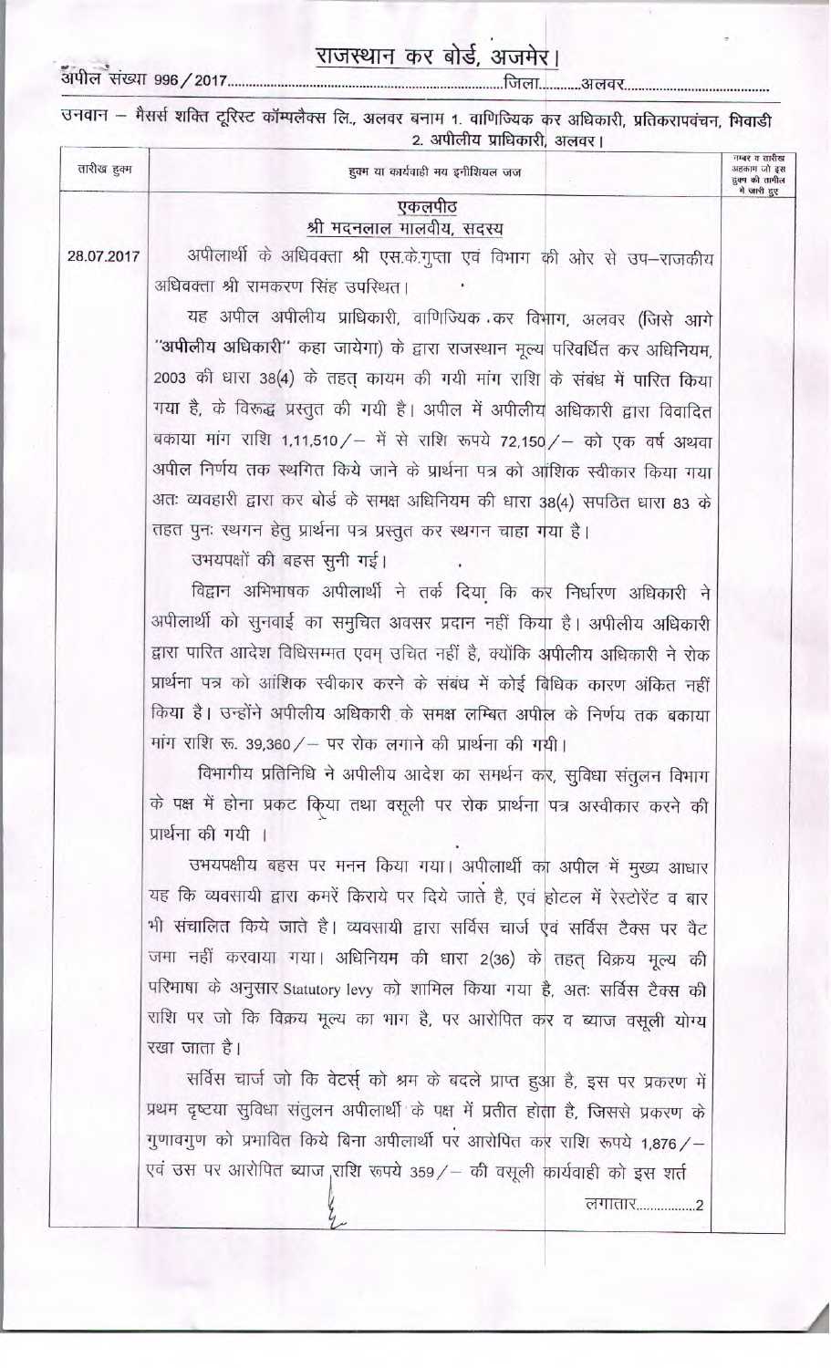# राजस्थान कर बोर्ड, अजमेर।

अपील संख्या 996/2017............................................................................जिला...........अलवर.......................................

उनवान – मैसर्स शक्ति टूरिस्ट कॉम्पलैक्स लि., अलवर बनाम 1. वाणिज्यिक कर अधिकारी, प्रतिकरापवंचन, भिवाडी 2. अपीलीय प्राधिकारी, अलवर।

| तारीख हुक्म | हुक्म या कार्यवाही मय इनीशियल जज | नम्बर व तारीख अहकाम जो इस हुक्म की तामील में जारी हुए |
|---|---|---|
| | **एकलपीठ**<br>**श्री मदनलाल मालवीय, सदस्य** | |
| 28.07.2017 | अपीलार्थी के अधिवक्ता श्री एस.के.गुप्ता एवं विभाग की ओर से उप–राजकीय अधिवक्ता श्री रामकरण सिंह उपस्थित।<br><br>यह अपील अपीलीय प्राधिकारी, वाणिज्यिक कर विभाग, अलवर (जिसे आगे **"अपीलीय अधिकारी"** कहा जायेगा) के द्वारा राजस्थान मूल्य परिवर्धित कर अधिनियम, 2003 की धारा 38(4) के तहत् कायम की गयी मांग राशि के संबंध में पारित किया गया है, के विरूद्ध प्रस्तुत की गयी है। अपील में अपीलीय अधिकारी द्वारा विवादित बकाया मांग राशि 1,11,510/– में से राशि रूपये 72,150/– को एक वर्ष अथवा अपील निर्णय तक स्थगित किये जाने के प्रार्थना पत्र को आंशिक स्वीकार किया गया अतः व्यवहारी द्वारा कर बोर्ड के समक्ष अधिनियम की धारा 38(4) सपठित धारा 83 के तहत पुनः स्थगन हेतु प्रार्थना पत्र प्रस्तुत कर स्थगन चाहा गया है।<br><br>उभयपक्षों की बहस सुनी गई।<br><br>विद्वान अभिभाषक अपीलार्थी ने तर्क दिया कि कर निर्धारण अधिकारी ने अपीलार्थी को सुनवाई का समुचित अवसर प्रदान नहीं किया है। अपीलीय अधिकारी द्वारा पारित आदेश विधिसम्मत एवम् उचित नहीं है, क्योंकि अपीलीय अधिकारी ने रोक प्रार्थना पत्र को आंशिक स्वीकार करने के संबंध में कोई विधिक कारण अंकित नहीं किया है। उन्होंने अपीलीय अधिकारी के समक्ष लम्बित अपील के निर्णय तक बकाया मांग राशि रू. 39,360/– पर रोक लगाने की प्रार्थना की गयी।<br><br>विभागीय प्रतिनिधि ने अपीलीय आदेश का समर्थन कर, सुविधा संतुलन विभाग के पक्ष में होना प्रकट किया तथा वसूली पर रोक प्रार्थना पत्र अस्वीकार करने की प्रार्थना की गयी ।<br><br>उभयपक्षीय बहस पर मनन किया गया। अपीलार्थी का अपील में मुख्य आधार यह कि व्यवसायी द्वारा कमरें किराये पर दिये जाते है, एवं होटल में रेस्टोरेंट व बार भी संचालित किये जाते है। व्यवसायी द्वारा सर्विस चार्ज एवं सर्विस टैक्स पर वैट जमा नहीं करवाया गया। अधिनियम की धारा 2(36) के तहत् विक्रय मूल्य की परिभाषा के अनुसार Statutory levy को शामिल किया गया है, अतः सर्विस टैक्स की राशि पर जो कि विक्रय मूल्य का भाग है, पर आरोपित कर व ब्याज वसूली योग्य रखा जाता है।<br><br>सर्विस चार्ज जो कि वेटर्स् को श्रम के बदले प्राप्त हुआ है, इस पर प्रकरण में प्रथम दृष्टया सुविधा संतुलन अपीलार्थी के पक्ष में प्रतीत होता है, जिससे प्रकरण के गुणावगुण को प्रभावित किये बिना अपीलार्थी पर आरोपित कर राशि रूपये 1,876/– एवं उस पर आरोपित ब्याज राशि रूपये 359/– की वसूली कार्यवाही को इस शर्त<br><br>लगातार................2 | |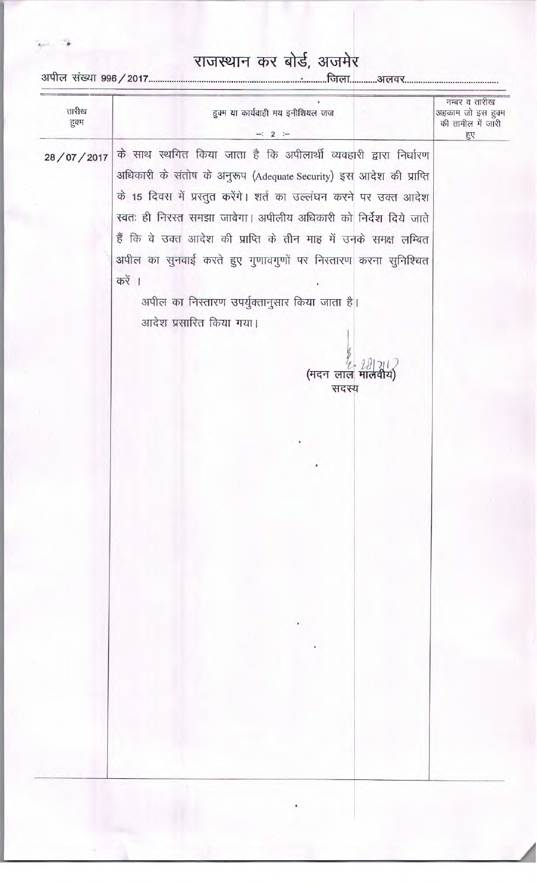# राजस्थान कर बोर्ड, अजमेर

अपील संख्या 996/2017...............................................................जिला...........अलवर.........................................

| तारीख हुक्म | हुक्म या कार्यवाही मय इनीशियल जज<br>-: 2 :- | नम्बर व तारीख अहकाम जो इस हुक्म की तामील में जारी हुए |
|---|---|---|
| 28/07/2017 | के साथ स्थगित किया जाता है कि अपीलार्थी व्यवहारी द्वारा निर्धारण अधिकारी के संतोष के अनुरूप (Adequate Security) इस आदेश की प्राप्ति के 15 दिवस में प्रस्तुत करेंगे। शर्त का उल्लंघन करने पर उक्त आदेश स्वतः ही निरस्त समझा जावेगा। अपीलीय अधिकारी को निर्देश दिये जाते हैं कि वे उक्त आदेश की प्राप्ति के तीन माह में उनके समक्ष लम्बित अपील का सुनवाई करते हुए गुणावगुणों पर निस्तारण करना सुनिश्चित करें।<br><br>अपील का निस्तारण उपर्युक्तानुसार किया जाता है।<br><br>आदेश प्रसारित किया गया।<br><br>28/7/17<br>(मदन लाल मालवीय)<br>सदस्य | |